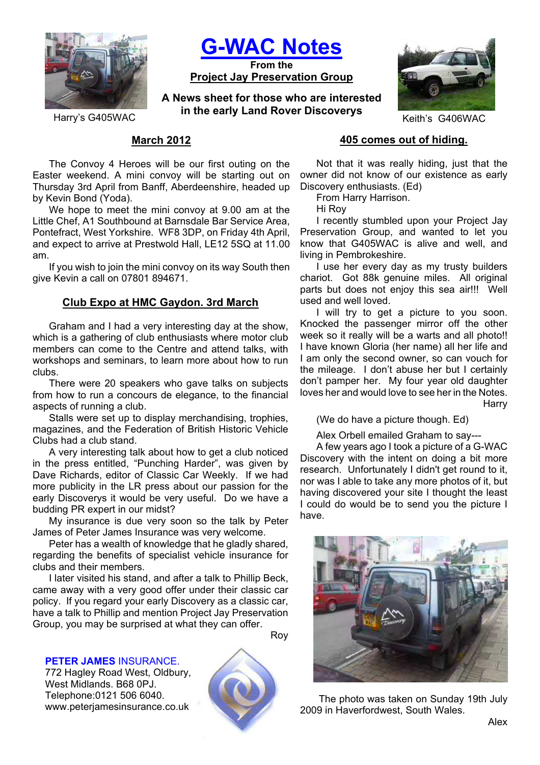Harry's G405WAC

# G-WAC Notes

**From the**
**Project Jay Preservation Group**

**A News sheet for those who are interested in the early Land Rover Discoverys**

Keith's G406WAC

## March 2012

The Convoy 4 Heroes will be our first outing on the Easter weekend. A mini convoy will be starting out on Thursday 3rd April from Banff, Aberdeenshire, headed up by Kevin Bond (Yoda).

We hope to meet the mini convoy at 9.00 am at the Little Chef, A1 Southbound at Barnsdale Bar Service Area, Pontefract, West Yorkshire. WF8 3DP, on Friday 4th April, and expect to arrive at Prestwold Hall, LE12 5SQ at 11.00 am.

If you wish to join the mini convoy on its way South then give Kevin a call on 07801 894671.

## Club Expo at HMC Gaydon. 3rd March

Graham and I had a very interesting day at the show, which is a gathering of club enthusiasts where motor club members can come to the Centre and attend talks, with workshops and seminars, to learn more about how to run clubs.

There were 20 speakers who gave talks on subjects from how to run a concours de elegance, to the financial aspects of running a club.

Stalls were set up to display merchandising, trophies, magazines, and the Federation of British Historic Vehicle Clubs had a club stand.

A very interesting talk about how to get a club noticed in the press entitled, "Punching Harder", was given by Dave Richards, editor of Classic Car Weekly. If we had more publicity in the LR press about our passion for the early Discoverys it would be very useful. Do we have a budding PR expert in our midst?

My insurance is due very soon so the talk by Peter James of Peter James Insurance was very welcome.

Peter has a wealth of knowledge that he gladly shared, regarding the benefits of specialist vehicle insurance for clubs and their members.

I later visited his stand, and after a talk to Phillip Beck, came away with a very good offer under their classic car policy. If you regard your early Discovery as a classic car, have a talk to Phillip and mention Project Jay Preservation Group, you may be surprised at what they can offer.

Roy

**PETER JAMES** INSURANCE.
772 Hagley Road West, Oldbury,
West Midlands. B68 0PJ.
Telephone:0121 506 6040.
www.peterjamesinsurance.co.uk

## 405 comes out of hiding.

Not that it was really hiding, just that the owner did not know of our existence as early Discovery enthusiasts. (Ed)

From Harry Harrison.

Hi Roy

I recently stumbled upon your Project Jay Preservation Group, and wanted to let you know that G405WAC is alive and well, and living in Pembrokeshire.

I use her every day as my trusty builders chariot. Got 88k genuine miles. All original parts but does not enjoy this sea air!!! Well used and well loved.

I will try to get a picture to you soon. Knocked the passenger mirror off the other week so it really will be a warts and all photo!! I have known Gloria (her name) all her life and I am only the second owner, so can vouch for the mileage. I don't abuse her but I certainly don't pamper her. My four year old daughter loves her and would love to see her in the Notes.

Harry

(We do have a picture though. Ed)

Alex Orbell emailed Graham to say---

A few years ago I took a picture of a G-WAC Discovery with the intent on doing a bit more research. Unfortunately I didn't get round to it, nor was I able to take any more photos of it, but having discovered your site I thought the least I could do would be to send you the picture I have.

The photo was taken on Sunday 19th July 2009 in Haverfordwest, South Wales.

Alex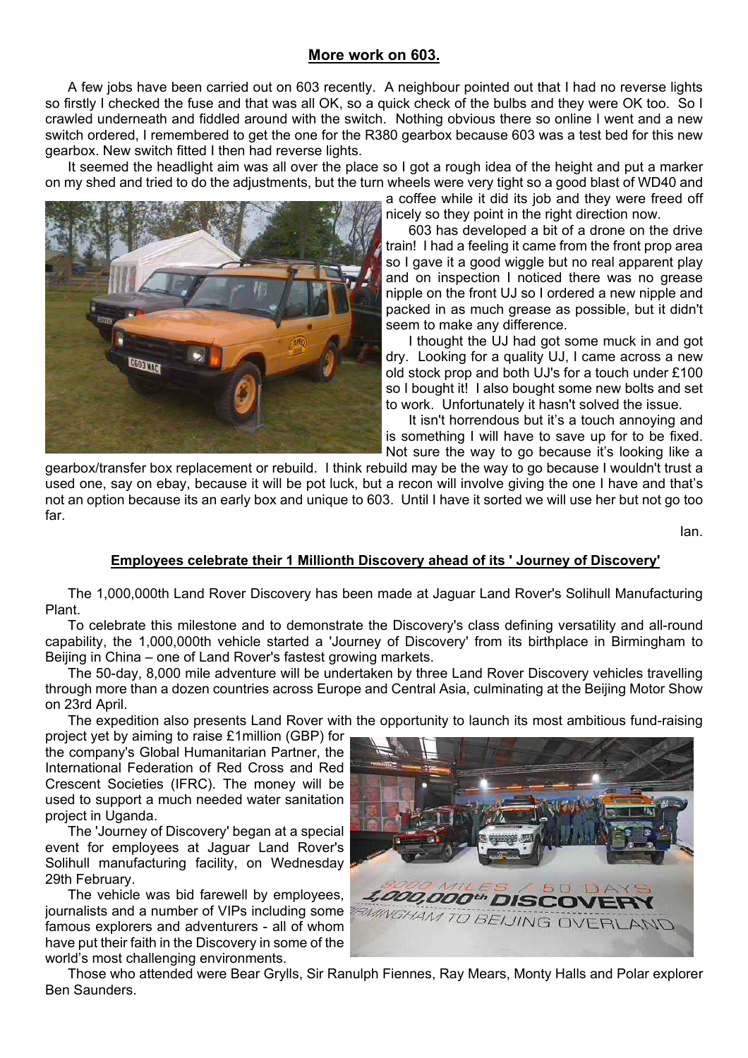## More work on 603.

A few jobs have been carried out on 603 recently. A neighbour pointed out that I had no reverse lights so firstly I checked the fuse and that was all OK, so a quick check of the bulbs and they were OK too. So I crawled underneath and fiddled around with the switch. Nothing obvious there so online I went and a new switch ordered, I remembered to get the one for the R380 gearbox because 603 was a test bed for this new gearbox. New switch fitted I then had reverse lights.

It seemed the headlight aim was all over the place so I got a rough idea of the height and put a marker on my shed and tried to do the adjustments, but the turn wheels were very tight so a good blast of WD40 and a coffee while it did its job and they were freed off nicely so they point in the right direction now.

603 has developed a bit of a drone on the drive train! I had a feeling it came from the front prop area so I gave it a good wiggle but no real apparent play and on inspection I noticed there was no grease nipple on the front UJ so I ordered a new nipple and packed in as much grease as possible, but it didn't seem to make any difference.

I thought the UJ had got some muck in and got dry. Looking for a quality UJ, I came across a new old stock prop and both UJ's for a touch under £100 so I bought it! I also bought some new bolts and set to work. Unfortunately it hasn't solved the issue.

It isn't horrendous but it's a touch annoying and is something I will have to save up for to be fixed. Not sure the way to go because it's looking like a gearbox/transfer box replacement or rebuild. I think rebuild may be the way to go because I wouldn't trust a used one, say on ebay, because it will be pot luck, but a recon will involve giving the one I have and that's not an option because its an early box and unique to 603. Until I have it sorted we will use her but not go too far.

Ian.

## Employees celebrate their 1 Millionth Discovery ahead of its ' Journey of Discovery'

The 1,000,000th Land Rover Discovery has been made at Jaguar Land Rover's Solihull Manufacturing Plant.

To celebrate this milestone and to demonstrate the Discovery's class defining versatility and all-round capability, the 1,000,000th vehicle started a 'Journey of Discovery' from its birthplace in Birmingham to Beijing in China – one of Land Rover's fastest growing markets.

The 50-day, 8,000 mile adventure will be undertaken by three Land Rover Discovery vehicles travelling through more than a dozen countries across Europe and Central Asia, culminating at the Beijing Motor Show on 23rd April.

The expedition also presents Land Rover with the opportunity to launch its most ambitious fund-raising project yet by aiming to raise £1million (GBP) for the company's Global Humanitarian Partner, the International Federation of Red Cross and Red Crescent Societies (IFRC). The money will be used to support a much needed water sanitation project in Uganda.

The 'Journey of Discovery' began at a special event for employees at Jaguar Land Rover's Solihull manufacturing facility, on Wednesday 29th February.

The vehicle was bid farewell by employees, journalists and a number of VIPs including some famous explorers and adventurers - all of whom have put their faith in the Discovery in some of the world's most challenging environments.

Those who attended were Bear Grylls, Sir Ranulph Fiennes, Ray Mears, Monty Halls and Polar explorer Ben Saunders.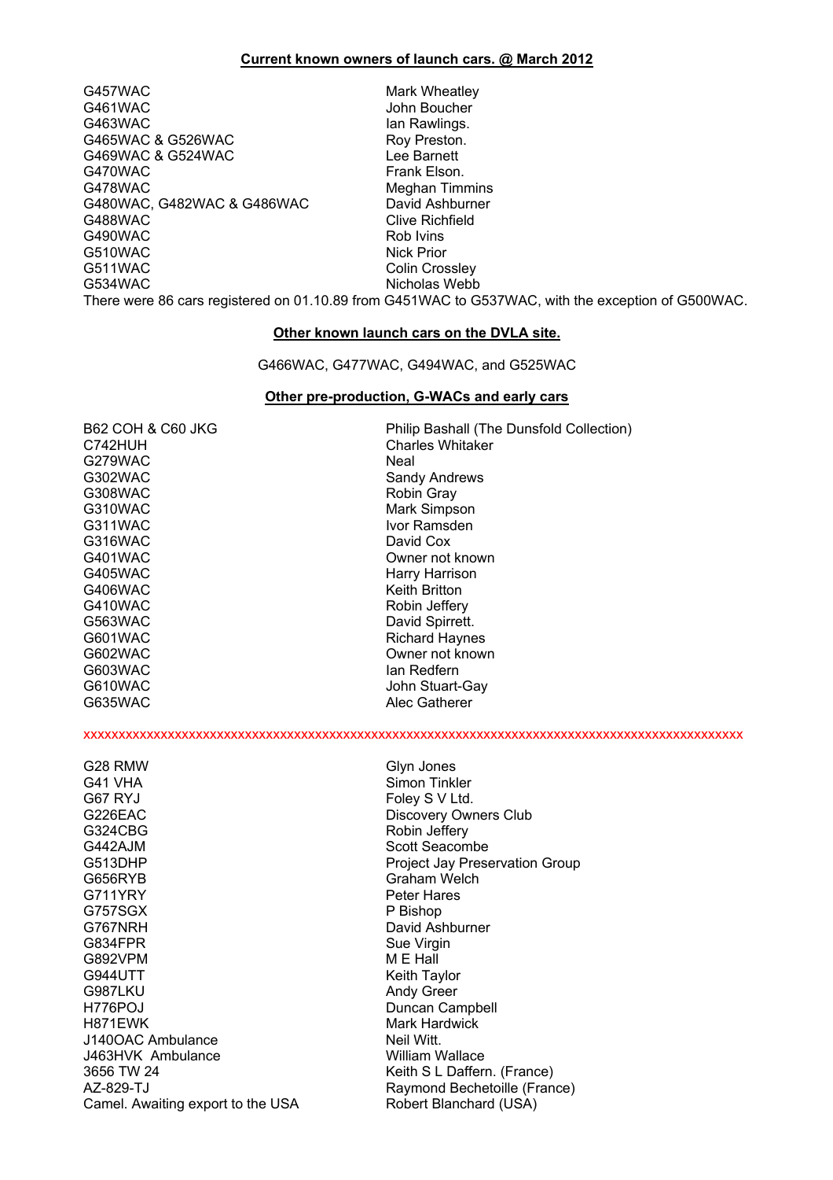**Current known owners of launch cars. @ March 2012**

| | |
|---|---|
| G457WAC | Mark Wheatley |
| G461WAC | John Boucher |
| G463WAC | Ian Rawlings. |
| G465WAC & G526WAC | Roy Preston. |
| G469WAC & G524WAC | Lee Barnett |
| G470WAC | Frank Elson. |
| G478WAC | Meghan Timmins |
| G480WAC, G482WAC & G486WAC | David Ashburner |
| G488WAC | Clive Richfield |
| G490WAC | Rob Ivins |
| G510WAC | Nick Prior |
| G511WAC | Colin Crossley |
| G534WAC | Nicholas Webb |

There were 86 cars registered on 01.10.89 from G451WAC to G537WAC, with the exception of G500WAC.

**Other known launch cars on the DVLA site.**

G466WAC, G477WAC, G494WAC, and G525WAC

**Other pre-production, G-WACs and early cars**

| | |
|---|---|
| B62 COH & C60 JKG | Philip Bashall (The Dunsfold Collection) |
| C742HUH | Charles Whitaker |
| G279WAC | Neal |
| G302WAC | Sandy Andrews |
| G308WAC | Robin Gray |
| G310WAC | Mark Simpson |
| G311WAC | Ivor Ramsden |
| G316WAC | David Cox |
| G401WAC | Owner not known |
| G405WAC | Harry Harrison |
| G406WAC | Keith Britton |
| G410WAC | Robin Jeffery |
| G563WAC | David Spirrett. |
| G601WAC | Richard Haynes |
| G602WAC | Owner not known |
| G603WAC | Ian Redfern |
| G610WAC | John Stuart-Gay |
| G635WAC | Alec Gatherer |

xxxxxxxxxxxxxxxxxxxxxxxxxxxxxxxxxxxxxxxxxxxxxxxxxxxxxxxxxxxxxxxxxxxxxxxxxxxxxxxxxxxxxxxxxxxxxx

| | |
|---|---|
| G28 RMW | Glyn Jones |
| G41 VHA | Simon Tinkler |
| G67 RYJ | Foley S V Ltd. |
| G226EAC | Discovery Owners Club |
| G324CBG | Robin Jeffery |
| G442AJM | Scott Seacombe |
| G513DHP | Project Jay Preservation Group |
| G656RYB | Graham Welch |
| G711YRY | Peter Hares |
| G757SGX | P Bishop |
| G767NRH | David Ashburner |
| G834FPR | Sue Virgin |
| G892VPM | M E Hall |
| G944UTT | Keith Taylor |
| G987LKU | Andy Greer |
| H776POJ | Duncan Campbell |
| H871EWK | Mark Hardwick |
| J140OAC Ambulance | Neil Witt. |
| J463HVK Ambulance | William Wallace |
| 3656 TW 24 | Keith S L Daffern. (France) |
| AZ-829-TJ | Raymond Bechetoille (France) |
| Camel. Awaiting export to the USA | Robert Blanchard (USA) |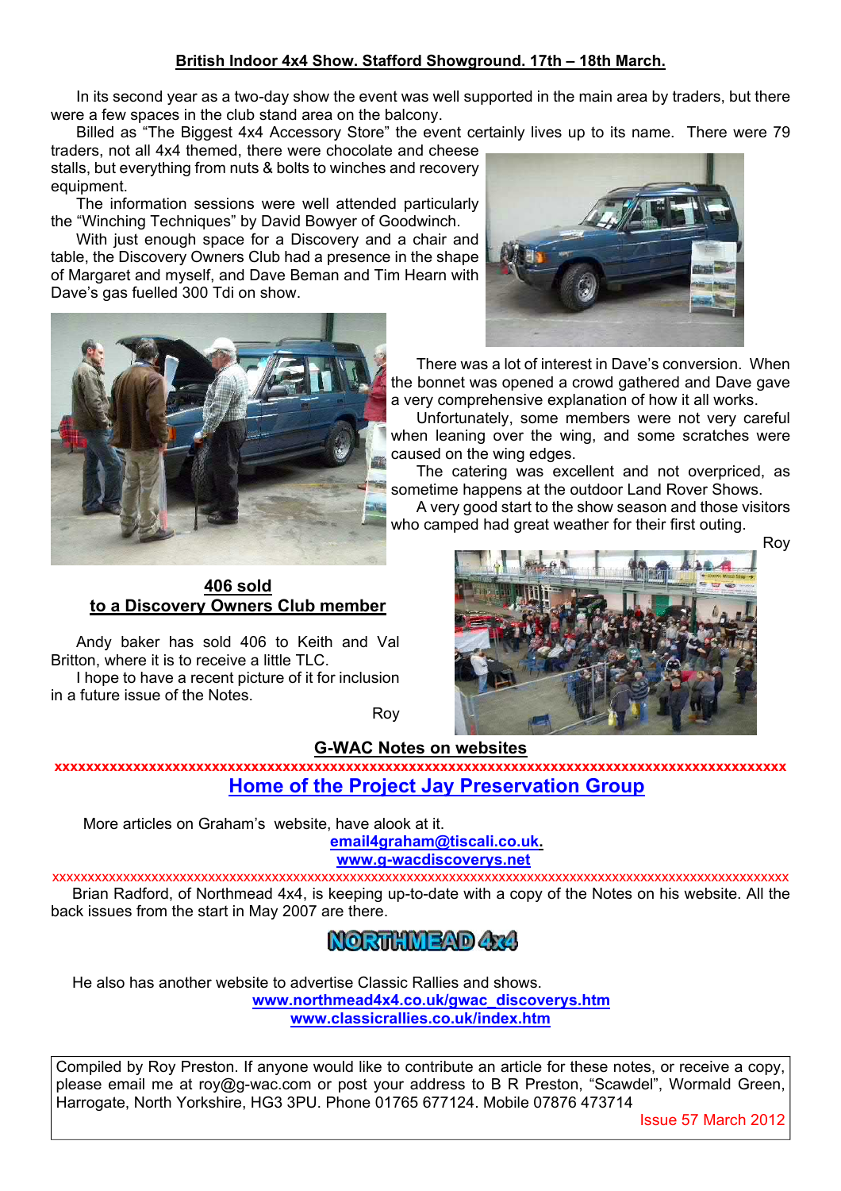## British Indoor 4x4 Show. Stafford Showground. 17th – 18th March.

In its second year as a two-day show the event was well supported in the main area by traders, but there were a few spaces in the club stand area on the balcony.

Billed as "The Biggest 4x4 Accessory Store" the event certainly lives up to its name. There were 79 traders, not all 4x4 themed, there were chocolate and cheese stalls, but everything from nuts & bolts to winches and recovery equipment.

The information sessions were well attended particularly the "Winching Techniques" by David Bowyer of Goodwinch.

With just enough space for a Discovery and a chair and table, the Discovery Owners Club had a presence in the shape of Margaret and myself, and Dave Beman and Tim Hearn with Dave's gas fuelled 300 Tdi on show.

There was a lot of interest in Dave's conversion. When the bonnet was opened a crowd gathered and Dave gave a very comprehensive explanation of how it all works.

Unfortunately, some members were not very careful when leaning over the wing, and some scratches were caused on the wing edges.

The catering was excellent and not overpriced, as sometime happens at the outdoor Land Rover Shows.

A very good start to the show season and those visitors who camped had great weather for their first outing.

Roy

## 406 sold to a Discovery Owners Club member

Andy baker has sold 406 to Keith and Val Britton, where it is to receive a little TLC.

I hope to have a recent picture of it for inclusion in a future issue of the Notes.

Roy

## G-WAC Notes on websites

xxxxxxxxxxxxxxxxxxxxxxxxxxxxxxxxxxxxxxxxxxxxxxxxxxxxxxxxxxxxxxxxxxxxxxxxxxxxxxxxxxxxxx

**Home of the Project Jay Preservation Group**

More articles on Graham's website, have alook at it.

**email4graham@tiscali.co.uk.**

**www.g-wacdiscoverys.net**

xxxxxxxxxxxxxxxxxxxxxxxxxxxxxxxxxxxxxxxxxxxxxxxxxxxxxxxxxxxxxxxxxxxxxxxxxxxxxxxxxxxxxxxxxxxxxxx

Brian Radford, of Northmead 4x4, is keeping up-to-date with a copy of the Notes on his website. All the back issues from the start in May 2007 are there.

NORTHMEAD 4x4

He also has another website to advertise Classic Rallies and shows.

**www.northmead4x4.co.uk/gwac_discoverys.htm**

**www.classicrallies.co.uk/index.htm**

Compiled by Roy Preston. If anyone would like to contribute an article for these notes, or receive a copy, please email me at roy@g-wac.com or post your address to B R Preston, "Scawdel", Wormald Green, Harrogate, North Yorkshire, HG3 3PU. Phone 01765 677124. Mobile 07876 473714

Issue 57 March 2012